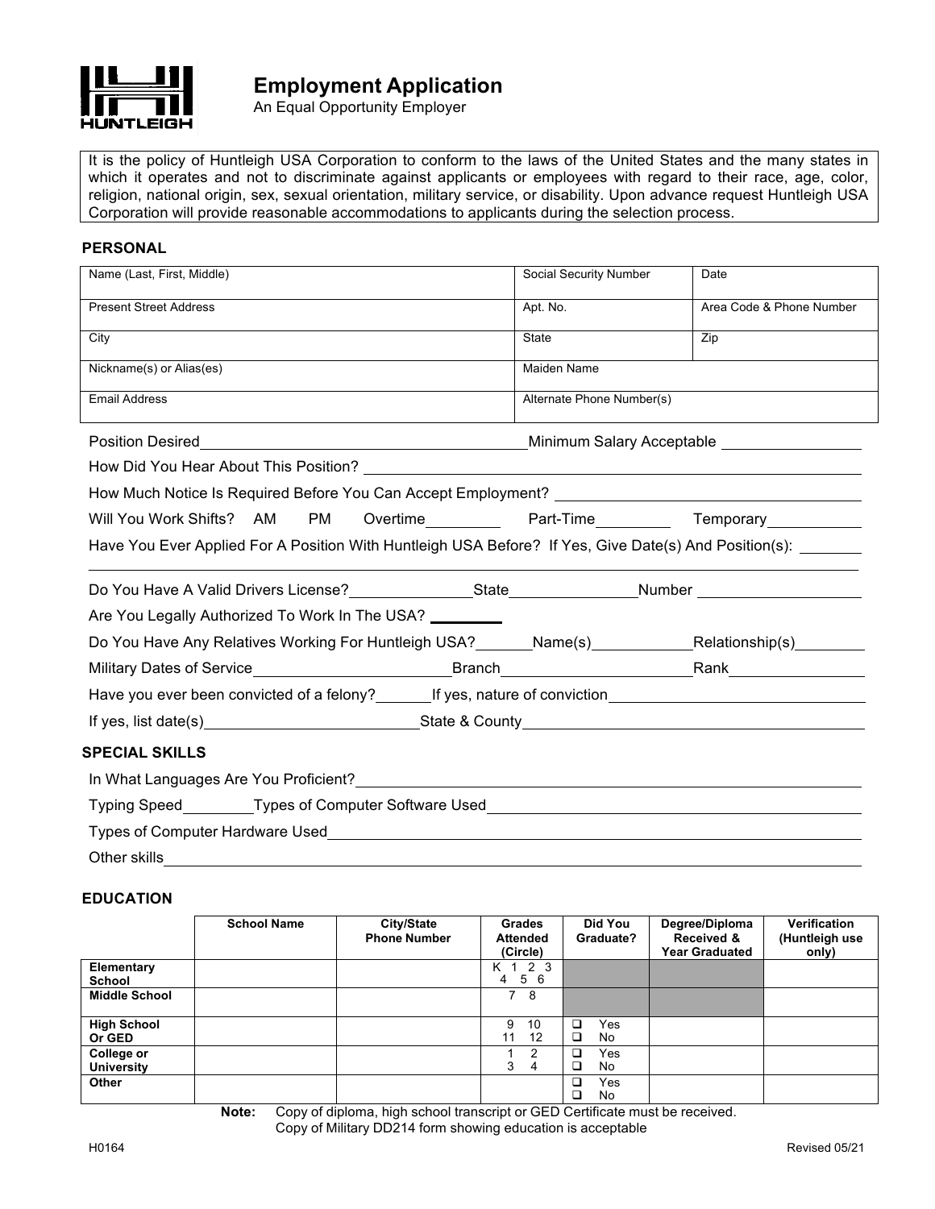HUNTLEIGH

# Employment Application

An Equal Opportunity Employer

It is the policy of Huntleigh USA Corporation to conform to the laws of the United States and the many states in which it operates and not to discriminate against applicants or employees with regard to their race, age, color, religion, national origin, sex, sexual orientation, military service, or disability. Upon advance request Huntleigh USA Corporation will provide reasonable accommodations to applicants during the selection process.

## PERSONAL

| Name (Last, First, Middle) | Social Security Number | Date |
|---|---|---|
| Present Street Address | Apt. No. | Area Code & Phone Number |
| City | State | Zip |
| Nickname(s) or Alias(es) | Maiden Name | |
| Email Address | Alternate Phone Number(s) | |

Position Desired\_\_\_\_\_\_\_\_\_\_ Minimum Salary Acceptable \_\_\_\_\_\_\_\_\_\_

How Did You Hear About This Position? \_\_\_\_\_\_\_\_\_\_

How Much Notice Is Required Before You Can Accept Employment? \_\_\_\_\_\_\_\_\_\_

Will You Work Shifts? AM PM Overtime\_\_\_\_\_ Part-Time\_\_\_\_\_ Temporary\_\_\_\_\_

Have You Ever Applied For A Position With Huntleigh USA Before? If Yes, Give Date(s) And Position(s): \_\_\_\_\_\_\_\_\_\_

Do You Have A Valid Drivers License?\_\_\_\_\_ State\_\_\_\_\_ Number \_\_\_\_\_

Are You Legally Authorized To Work In The USA? \_\_\_\_\_

Do You Have Any Relatives Working For Huntleigh USA?\_\_\_\_\_ Name(s)\_\_\_\_\_ Relationship(s)\_\_\_\_\_

Military Dates of Service\_\_\_\_\_ Branch\_\_\_\_\_ Rank\_\_\_\_\_

Have you ever been convicted of a felony?\_\_\_\_\_ If yes, nature of conviction\_\_\_\_\_

If yes, list date(s)\_\_\_\_\_ State & County\_\_\_\_\_

## SPECIAL SKILLS

In What Languages Are You Proficient?\_\_\_\_\_\_\_\_\_\_

Typing Speed\_\_\_\_\_ Types of Computer Software Used\_\_\_\_\_\_\_\_\_\_

Types of Computer Hardware Used\_\_\_\_\_\_\_\_\_\_

Other skills\_\_\_\_\_\_\_\_\_\_

## EDUCATION

| | School Name | City/State Phone Number | Grades Attended (Circle) | Did You Graduate? | Degree/Diploma Received & Year Graduated | Verification (Huntleigh use only) |
|---|---|---|---|---|---|---|
| **Elementary School** | | | K 1 2 3 4 5 6 | | | |
| **Middle School** | | | 7 8 | | | |
| **High School Or GED** | | | 9 10 11 12 | ❑ Yes ❑ No | | |
| **College or University** | | | 1 2 3 4 | ❑ Yes ❑ No | | |
| **Other** | | | | ❑ Yes ❑ No | | |

**Note:** Copy of diploma, high school transcript or GED Certificate must be received.
Copy of Military DD214 form showing education is acceptable

H0164 Revised 05/21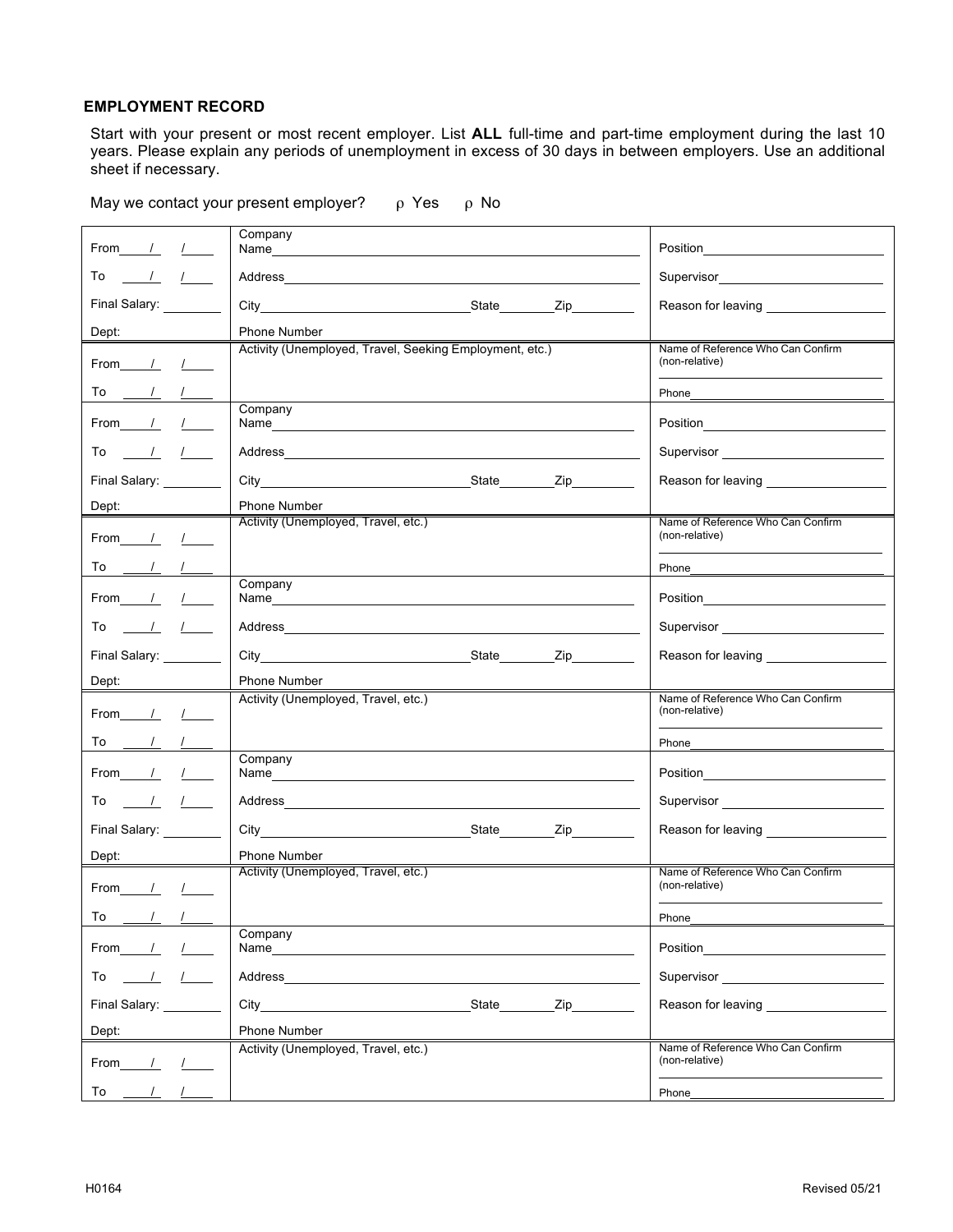## EMPLOYMENT RECORD

Start with your present or most recent employer. List **ALL** full-time and part-time employment during the last 10 years. Please explain any periods of unemployment in excess of 30 days in between employers. Use an additional sheet if necessary.

May we contact your present employer? ρ Yes ρ No

| | | |
|---|---|---|
| From \_\_\_/\_\_\_/\_\_\_ | Company Name\_\_\_\_\_\_\_\_\_\_ | Position\_\_\_\_\_\_\_\_\_\_ |
| To \_\_\_/\_\_\_/\_\_\_ | Address\_\_\_\_\_\_\_\_\_\_ | Supervisor\_\_\_\_\_\_\_\_\_\_ |
| Final Salary: \_\_\_\_\_\_ | City\_\_\_\_\_\_\_\_\_\_ State\_\_\_\_\_ Zip\_\_\_\_\_ | Reason for leaving \_\_\_\_\_\_\_\_\_\_ |
| Dept: | Phone Number | |
| From \_\_\_/\_\_\_/\_\_\_ To \_\_\_/\_\_\_/\_\_\_ | Activity (Unemployed, Travel, Seeking Employment, etc.) | Name of Reference Who Can Confirm (non-relative) \_\_\_\_\_\_\_\_\_\_ Phone\_\_\_\_\_\_\_\_\_\_ |
| From \_\_\_/\_\_\_/\_\_\_ | Company Name\_\_\_\_\_\_\_\_\_\_ | Position\_\_\_\_\_\_\_\_\_\_ |
| To \_\_\_/\_\_\_/\_\_\_ | Address\_\_\_\_\_\_\_\_\_\_ | Supervisor \_\_\_\_\_\_\_\_\_\_ |
| Final Salary: \_\_\_\_\_\_ | City\_\_\_\_\_\_\_\_\_\_ State\_\_\_\_\_ Zip\_\_\_\_\_ | Reason for leaving \_\_\_\_\_\_\_\_\_\_ |
| Dept: | Phone Number | |
| From \_\_\_/\_\_\_/\_\_\_ To \_\_\_/\_\_\_/\_\_\_ | Activity (Unemployed, Travel, etc.) | Name of Reference Who Can Confirm (non-relative) \_\_\_\_\_\_\_\_\_\_ Phone\_\_\_\_\_\_\_\_\_\_ |
| From \_\_\_/\_\_\_/\_\_\_ | Company Name\_\_\_\_\_\_\_\_\_\_ | Position\_\_\_\_\_\_\_\_\_\_ |
| To \_\_\_/\_\_\_/\_\_\_ | Address\_\_\_\_\_\_\_\_\_\_ | Supervisor \_\_\_\_\_\_\_\_\_\_ |
| Final Salary: \_\_\_\_\_\_ | City\_\_\_\_\_\_\_\_\_\_ State\_\_\_\_\_ Zip\_\_\_\_\_ | Reason for leaving \_\_\_\_\_\_\_\_\_\_ |
| Dept: | Phone Number | |
| From \_\_\_/\_\_\_/\_\_\_ To \_\_\_/\_\_\_/\_\_\_ | Activity (Unemployed, Travel, etc.) | Name of Reference Who Can Confirm (non-relative) \_\_\_\_\_\_\_\_\_\_ Phone\_\_\_\_\_\_\_\_\_\_ |
| From \_\_\_/\_\_\_/\_\_\_ | Company Name\_\_\_\_\_\_\_\_\_\_ | Position\_\_\_\_\_\_\_\_\_\_ |
| To \_\_\_/\_\_\_/\_\_\_ | Address\_\_\_\_\_\_\_\_\_\_ | Supervisor \_\_\_\_\_\_\_\_\_\_ |
| Final Salary: \_\_\_\_\_\_ | City\_\_\_\_\_\_\_\_\_\_ State\_\_\_\_\_ Zip\_\_\_\_\_ | Reason for leaving \_\_\_\_\_\_\_\_\_\_ |
| Dept: | Phone Number | |
| From \_\_\_/\_\_\_/\_\_\_ To \_\_\_/\_\_\_/\_\_\_ | Activity (Unemployed, Travel, etc.) | Name of Reference Who Can Confirm (non-relative) \_\_\_\_\_\_\_\_\_\_ Phone\_\_\_\_\_\_\_\_\_\_ |
| From \_\_\_/\_\_\_/\_\_\_ | Company Name\_\_\_\_\_\_\_\_\_\_ | Position\_\_\_\_\_\_\_\_\_\_ |
| To \_\_\_/\_\_\_/\_\_\_ | Address\_\_\_\_\_\_\_\_\_\_ | Supervisor \_\_\_\_\_\_\_\_\_\_ |
| Final Salary: \_\_\_\_\_\_ | City\_\_\_\_\_\_\_\_\_\_ State\_\_\_\_\_ Zip\_\_\_\_\_ | Reason for leaving \_\_\_\_\_\_\_\_\_\_ |
| Dept: | Phone Number | |
| From \_\_\_/\_\_\_/\_\_\_ To \_\_\_/\_\_\_/\_\_\_ | Activity (Unemployed, Travel, etc.) | Name of Reference Who Can Confirm (non-relative) \_\_\_\_\_\_\_\_\_\_ Phone\_\_\_\_\_\_\_\_\_\_ |

H0164 Revised 05/21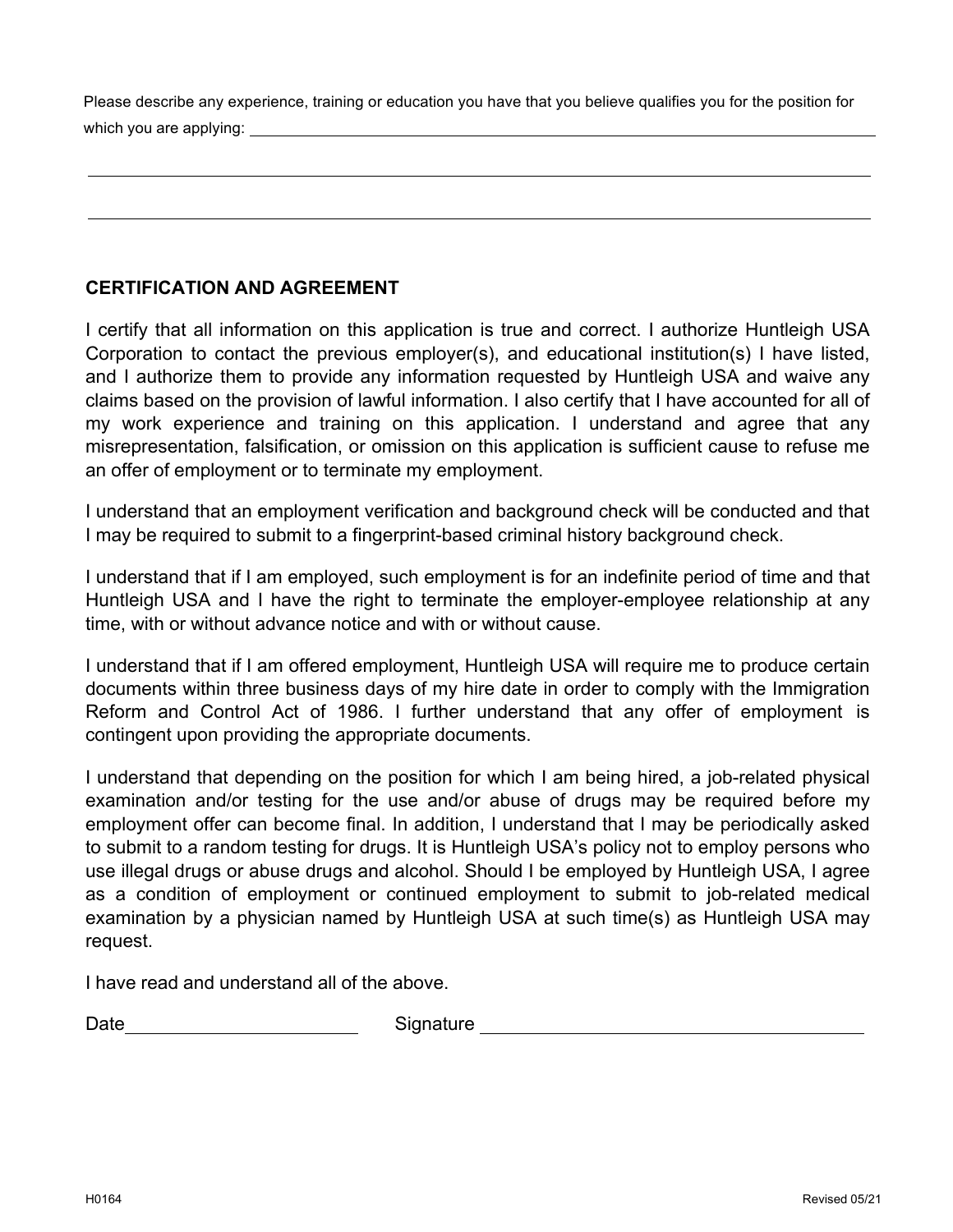Please describe any experience, training or education you have that you believe qualifies you for the position for which you are applying: ______________________________

______________________________

______________________________

## CERTIFICATION AND AGREEMENT

I certify that all information on this application is true and correct. I authorize Huntleigh USA Corporation to contact the previous employer(s), and educational institution(s) I have listed, and I authorize them to provide any information requested by Huntleigh USA and waive any claims based on the provision of lawful information. I also certify that I have accounted for all of my work experience and training on this application. I understand and agree that any misrepresentation, falsification, or omission on this application is sufficient cause to refuse me an offer of employment or to terminate my employment.

I understand that an employment verification and background check will be conducted and that I may be required to submit to a fingerprint-based criminal history background check.

I understand that if I am employed, such employment is for an indefinite period of time and that Huntleigh USA and I have the right to terminate the employer-employee relationship at any time, with or without advance notice and with or without cause.

I understand that if I am offered employment, Huntleigh USA will require me to produce certain documents within three business days of my hire date in order to comply with the Immigration Reform and Control Act of 1986. I further understand that any offer of employment is contingent upon providing the appropriate documents.

I understand that depending on the position for which I am being hired, a job-related physical examination and/or testing for the use and/or abuse of drugs may be required before my employment offer can become final. In addition, I understand that I may be periodically asked to submit to a random testing for drugs. It is Huntleigh USA's policy not to employ persons who use illegal drugs or abuse drugs and alcohol. Should I be employed by Huntleigh USA, I agree as a condition of employment or continued employment to submit to job-related medical examination by a physician named by Huntleigh USA at such time(s) as Huntleigh USA may request.

I have read and understand all of the above.

Date ______________________ Signature ______________________________

H0164 Revised 05/21